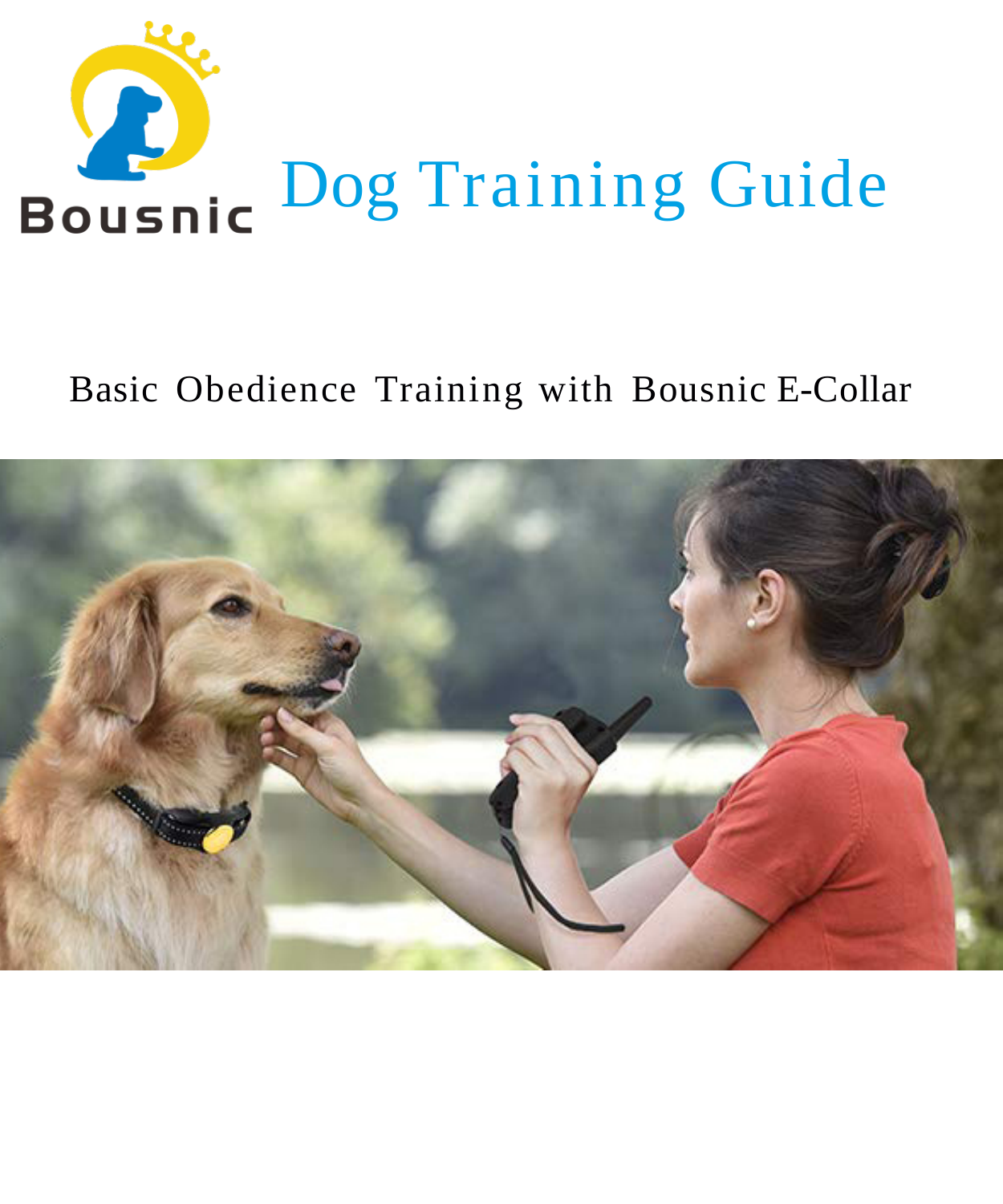Bousnic

# Dog Training Guide

## Basic Obedience Training with Bousnic E-Collar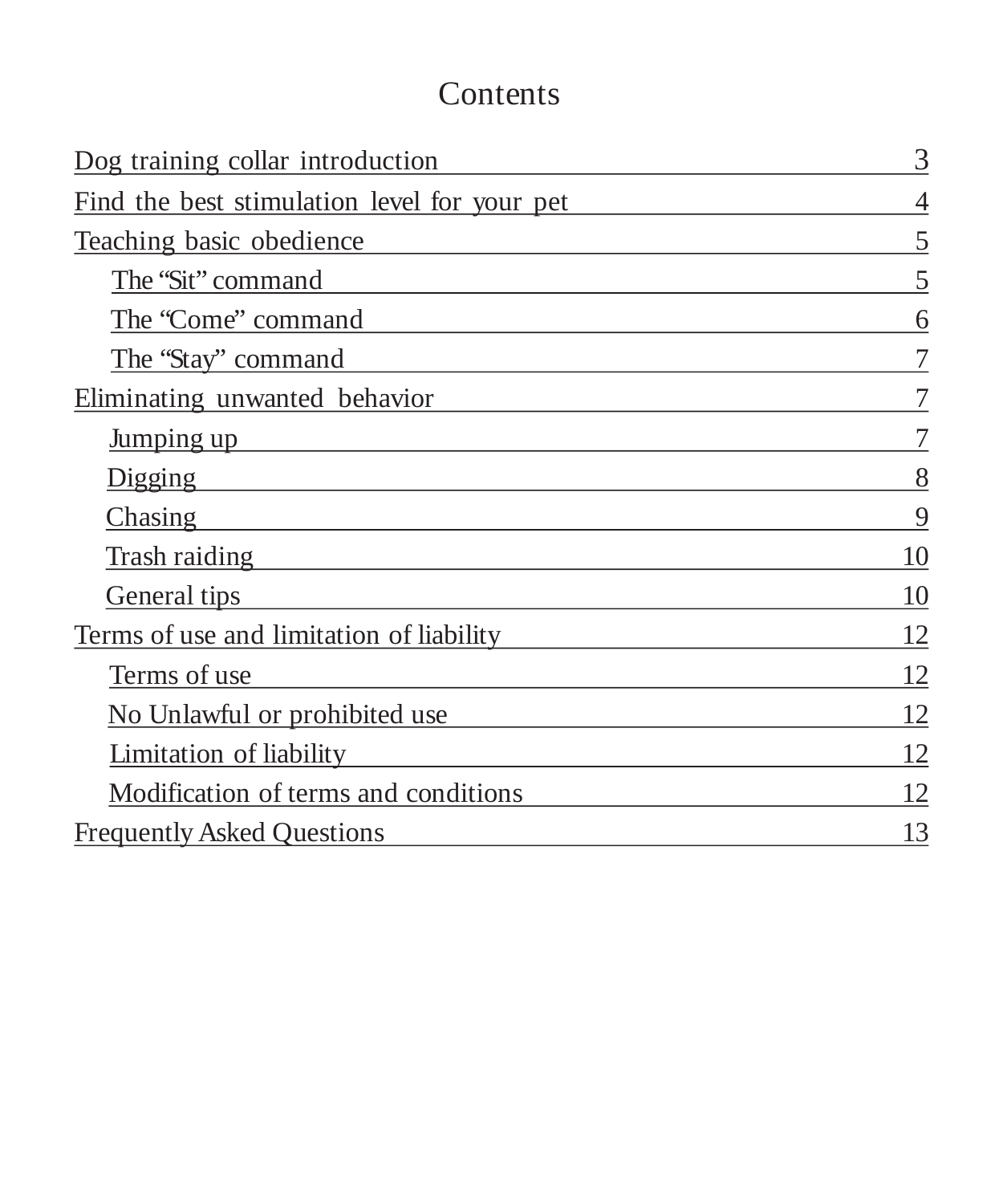# Contents

- Dog training collar introduction 3
- Find the best stimulation level for your pet 4
- Teaching basic obedience 5
  - The “Sit” command 5
  - The “Come” command 6
  - The “Stay” command 7
- Eliminating unwanted behavior 7
  - Jumping up 7
  - Digging 8
  - Chasing 9
  - Trash raiding 10
  - General tips 10
- Terms of use and limitation of liability 12
  - Terms of use 12
  - No Unlawful or prohibited use 12
  - Limitation of liability 12
  - Modification of terms and conditions 12
- Frequently Asked Questions 13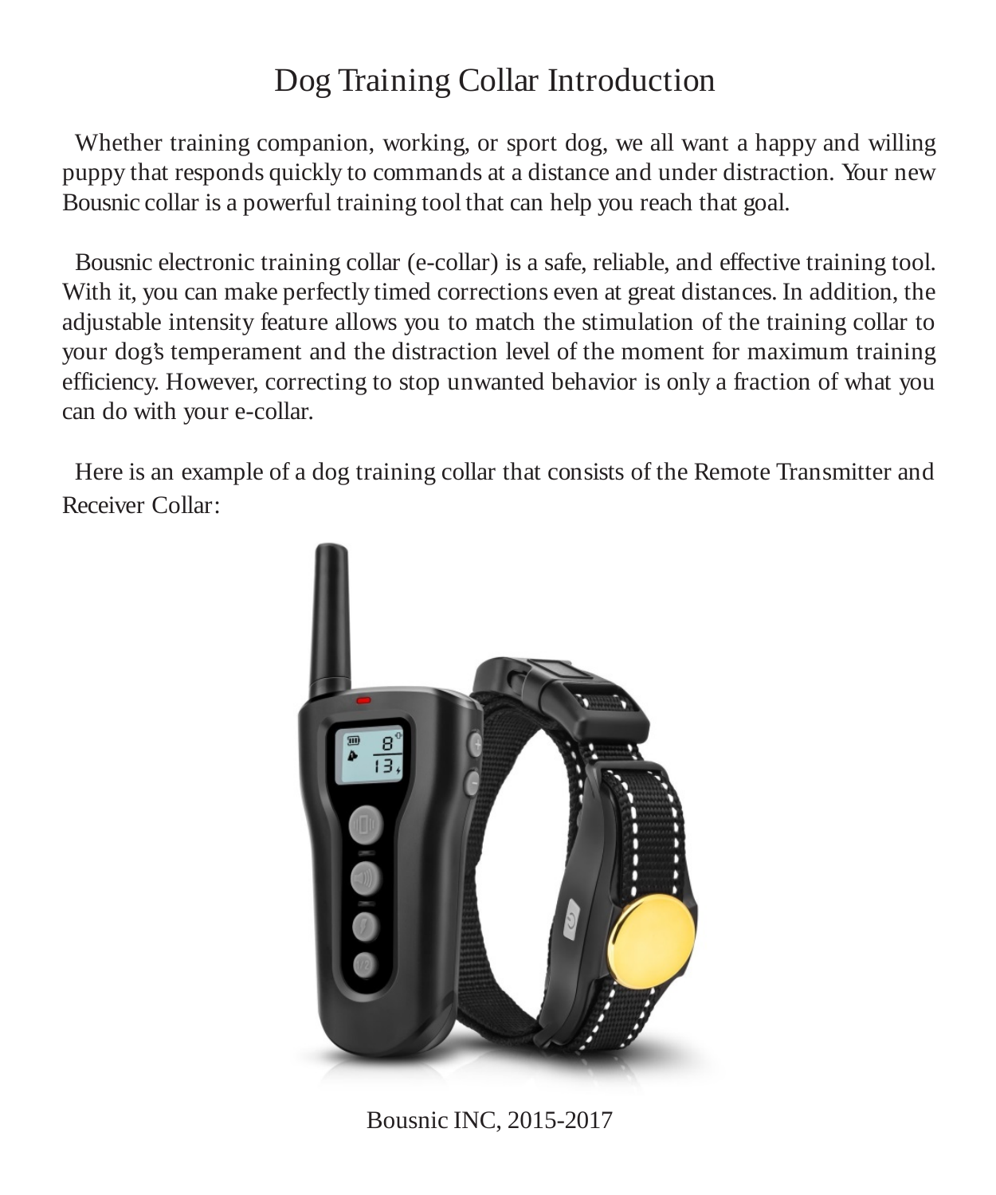# Dog Training Collar Introduction

Whether training companion, working, or sport dog, we all want a happy and willing puppy that responds quickly to commands at a distance and under distraction. Your new Bousnic collar is a powerful training tool that can help you reach that goal.

Bousnic electronic training collar (e-collar) is a safe, reliable, and effective training tool. With it, you can make perfectly timed corrections even at great distances. In addition, the adjustable intensity feature allows you to match the stimulation of the training collar to your dog's temperament and the distraction level of the moment for maximum training efficiency. However, correcting to stop unwanted behavior is only a fraction of what you can do with your e-collar.

Here is an example of a dog training collar that consists of the Remote Transmitter and Receiver Collar:

Bousnic INC, 2015-2017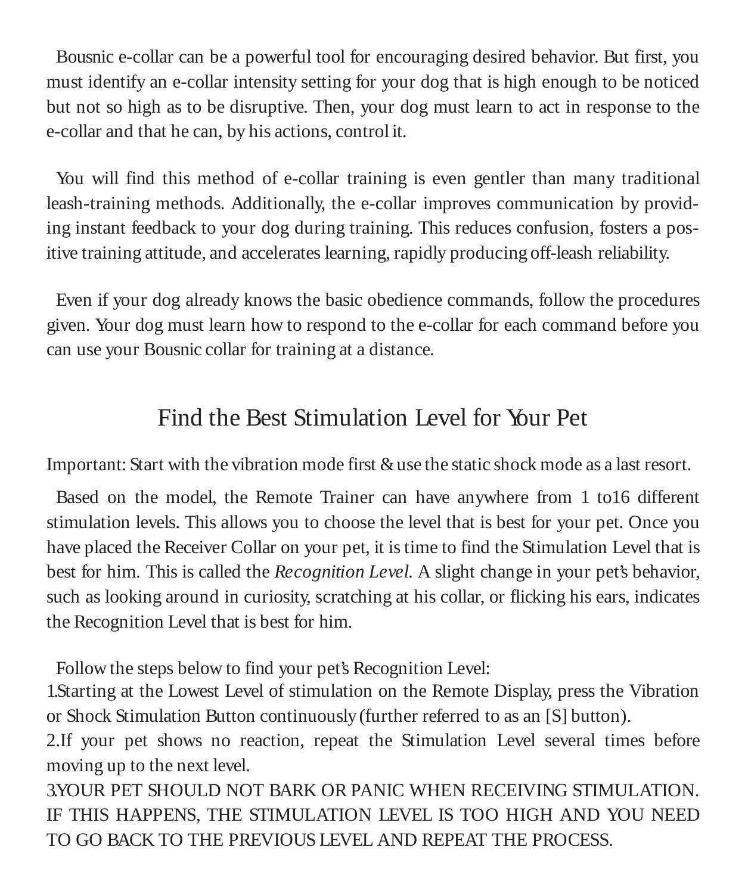Bousnic e-collar can be a powerful tool for encouraging desired behavior. But first, you must identify an e-collar intensity setting for your dog that is high enough to be noticed but not so high as to be disruptive. Then, your dog must learn to act in response to the e-collar and that he can, by his actions, control it.

You will find this method of e-collar training is even gentler than many traditional leash-training methods. Additionally, the e-collar improves communication by providing instant feedback to your dog during training. This reduces confusion, fosters a positive training attitude, and accelerates learning, rapidly producing off-leash reliability.

Even if your dog already knows the basic obedience commands, follow the procedures given. Your dog must learn how to respond to the e-collar for each command before you can use your Bousnic collar for training at a distance.

## Find the Best Stimulation Level for Your Pet

Important: Start with the vibration mode first & use the static shock mode as a last resort.

Based on the model, the Remote Trainer can have anywhere from 1 to16 different stimulation levels. This allows you to choose the level that is best for your pet. Once you have placed the Receiver Collar on your pet, it is time to find the Stimulation Level that is best for him. This is called the *Recognition Level*. A slight change in your pet's behavior, such as looking around in curiosity, scratching at his collar, or flicking his ears, indicates the Recognition Level that is best for him.

Follow the steps below to find your pet's Recognition Level:

1.Starting at the Lowest Level of stimulation on the Remote Display, press the Vibration or Shock Stimulation Button continuously (further referred to as an [S] button).

2.If your pet shows no reaction, repeat the Stimulation Level several times before moving up to the next level.

3.YOUR PET SHOULD NOT BARK OR PANIC WHEN RECEIVING STIMULATION. IF THIS HAPPENS, THE STIMULATION LEVEL IS TOO HIGH AND YOU NEED TO GO BACK TO THE PREVIOUS LEVEL AND REPEAT THE PROCESS.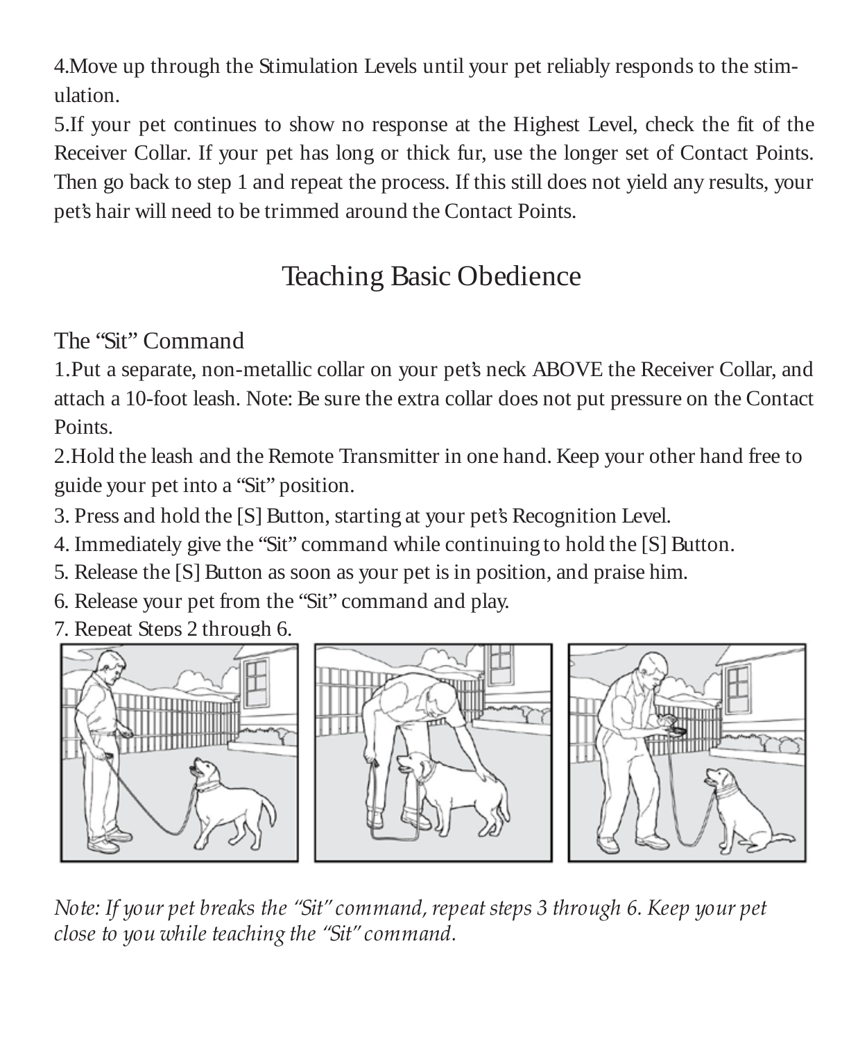4.Move up through the Stimulation Levels until your pet reliably responds to the stimulation.

5.If your pet continues to show no response at the Highest Level, check the fit of the Receiver Collar. If your pet has long or thick fur, use the longer set of Contact Points. Then go back to step 1 and repeat the process. If this still does not yield any results, your pet's hair will need to be trimmed around the Contact Points.

# Teaching Basic Obedience

## The "Sit" Command

1.Put a separate, non-metallic collar on your pet's neck ABOVE the Receiver Collar, and attach a 10-foot leash. Note: Be sure the extra collar does not put pressure on the Contact Points.

2.Hold the leash and the Remote Transmitter in one hand. Keep your other hand free to guide your pet into a "Sit" position.

3. Press and hold the [S] Button, starting at your pet's Recognition Level.

4. Immediately give the "Sit" command while continuing to hold the [S] Button.

5. Release the [S] Button as soon as your pet is in position, and praise him.

6. Release your pet from the "Sit" command and play.

7. Repeat Steps 2 through 6.

*Note: If your pet breaks the "Sit" command, repeat steps 3 through 6. Keep your pet close to you while teaching the "Sit" command.*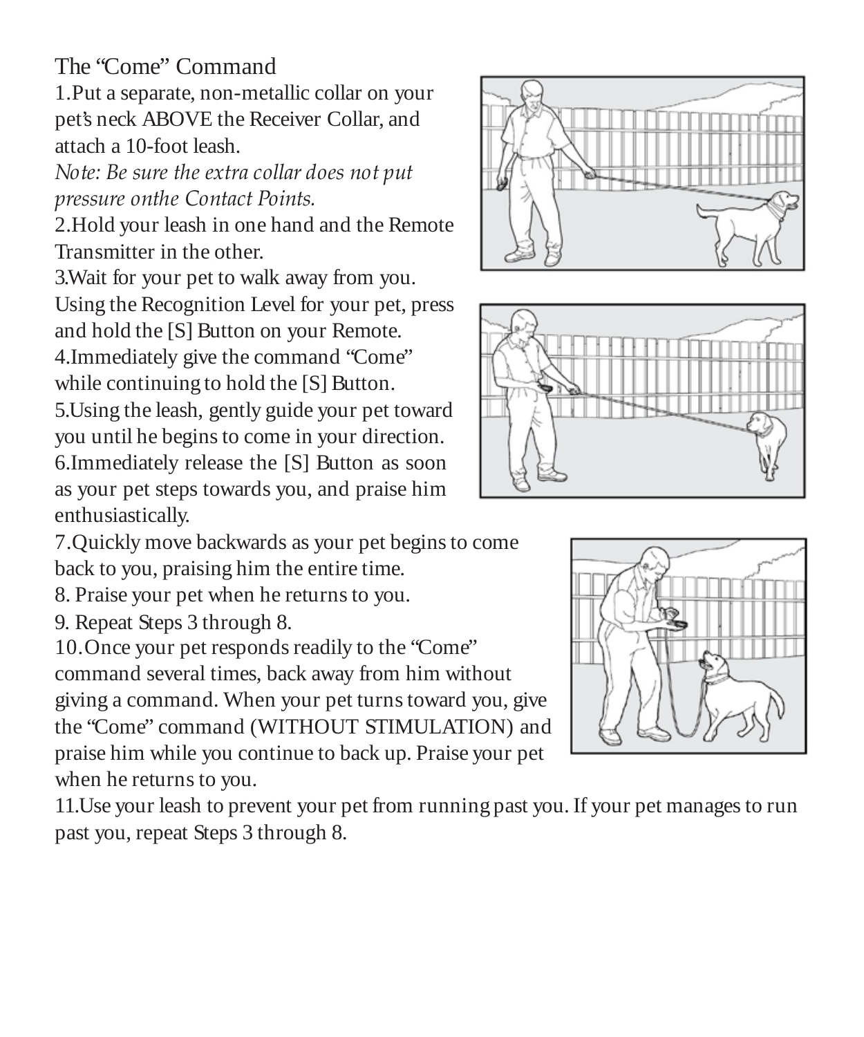## The "Come" Command

1. Put a separate, non-metallic collar on your pet's neck ABOVE the Receiver Collar, and attach a 10-foot leash.
   *Note: Be sure the extra collar does not put pressure onthe Contact Points.*
2. Hold your leash in one hand and the Remote Transmitter in the other.
3. Wait for your pet to walk away from you. Using the Recognition Level for your pet, press and hold the [S] Button on your Remote.
4. Immediately give the command "Come" while continuing to hold the [S] Button.
5. Using the leash, gently guide your pet toward you until he begins to come in your direction.
6. Immediately release the [S] Button as soon as your pet steps towards you, and praise him enthusiastically.
7. Quickly move backwards as your pet begins to come back to you, praising him the entire time.
8. Praise your pet when he returns to you.
9. Repeat Steps 3 through 8.
10. Once your pet responds readily to the "Come" command several times, back away from him without giving a command. When your pet turns toward you, give the "Come" command (WITHOUT STIMULATION) and praise him while you continue to back up. Praise your pet when he returns to you.
11. Use your leash to prevent your pet from running past you. If your pet manages to run past you, repeat Steps 3 through 8.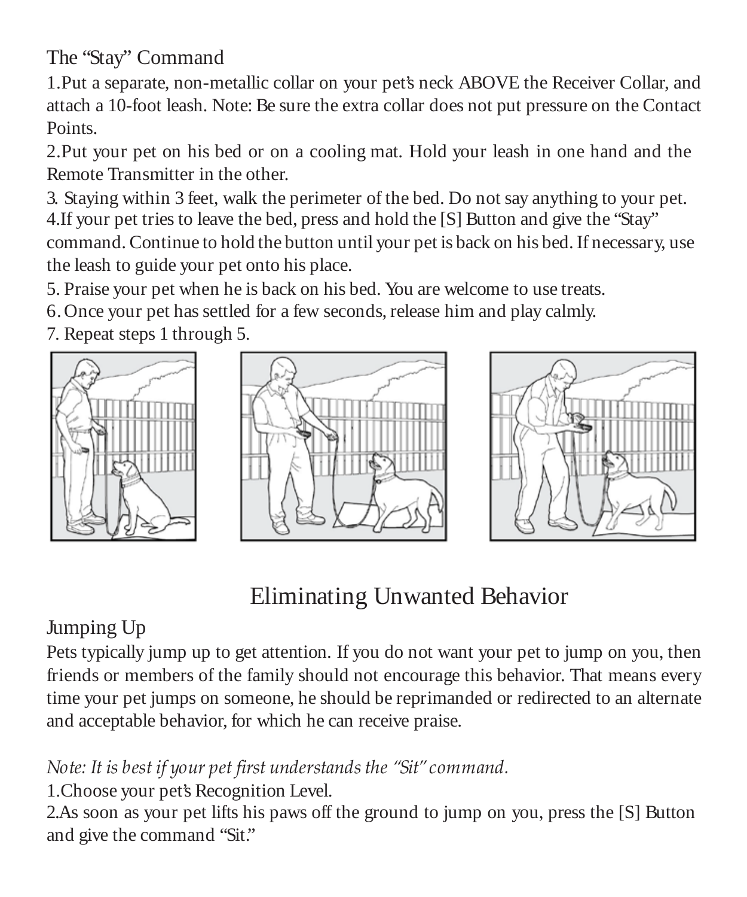## The "Stay" Command

1. Put a separate, non-metallic collar on your pet's neck ABOVE the Receiver Collar, and attach a 10-foot leash. Note: Be sure the extra collar does not put pressure on the Contact Points.
2. Put your pet on his bed or on a cooling mat. Hold your leash in one hand and the Remote Transmitter in the other.
3. Staying within 3 feet, walk the perimeter of the bed. Do not say anything to your pet.
4. If your pet tries to leave the bed, press and hold the [S] Button and give the "Stay" command. Continue to hold the button until your pet is back on his bed. If necessary, use the leash to guide your pet onto his place.
5. Praise your pet when he is back on his bed. You are welcome to use treats.
6. Once your pet has settled for a few seconds, release him and play calmly.
7. Repeat steps 1 through 5.

# Eliminating Unwanted Behavior

## Jumping Up

Pets typically jump up to get attention. If you do not want your pet to jump on you, then friends or members of the family should not encourage this behavior. That means every time your pet jumps on someone, he should be reprimanded or redirected to an alternate and acceptable behavior, for which he can receive praise.

*Note: It is best if your pet first understands the "Sit" command.*

1. Choose your pet's Recognition Level.
2. As soon as your pet lifts his paws off the ground to jump on you, press the [S] Button and give the command "Sit."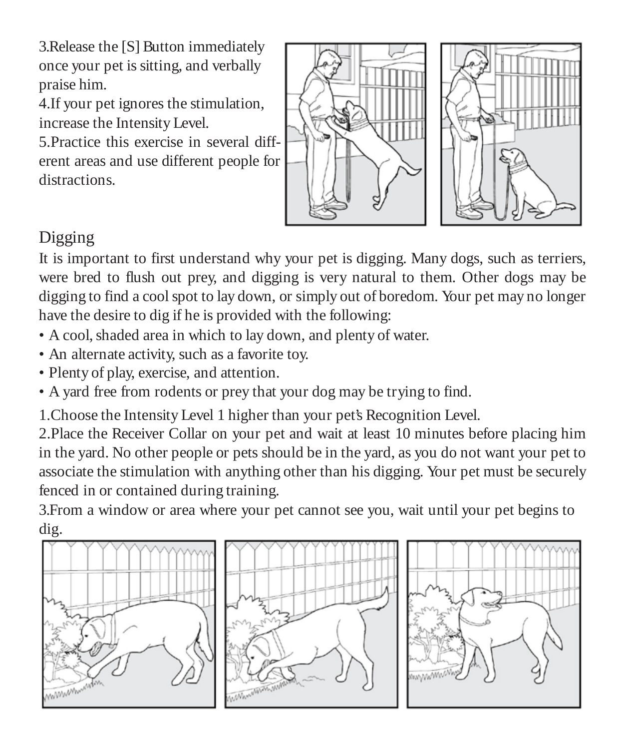3.Release the [S] Button immediately once your pet is sitting, and verbally praise him.

4.If your pet ignores the stimulation, increase the Intensity Level.

5.Practice this exercise in several different areas and use different people for distractions.

## Digging

It is important to first understand why your pet is digging. Many dogs, such as terriers, were bred to flush out prey, and digging is very natural to them. Other dogs may be digging to find a cool spot to lay down, or simply out of boredom. Your pet may no longer have the desire to dig if he is provided with the following:

- A cool, shaded area in which to lay down, and plenty of water.
- An alternate activity, such as a favorite toy.
- Plenty of play, exercise, and attention.
- A yard free from rodents or prey that your dog may be trying to find.

1.Choose the Intensity Level 1 higher than your pet's Recognition Level.

2.Place the Receiver Collar on your pet and wait at least 10 minutes before placing him in the yard. No other people or pets should be in the yard, as you do not want your pet to associate the stimulation with anything other than his digging. Your pet must be securely fenced in or contained during training.

3.From a window or area where your pet cannot see you, wait until your pet begins to dig.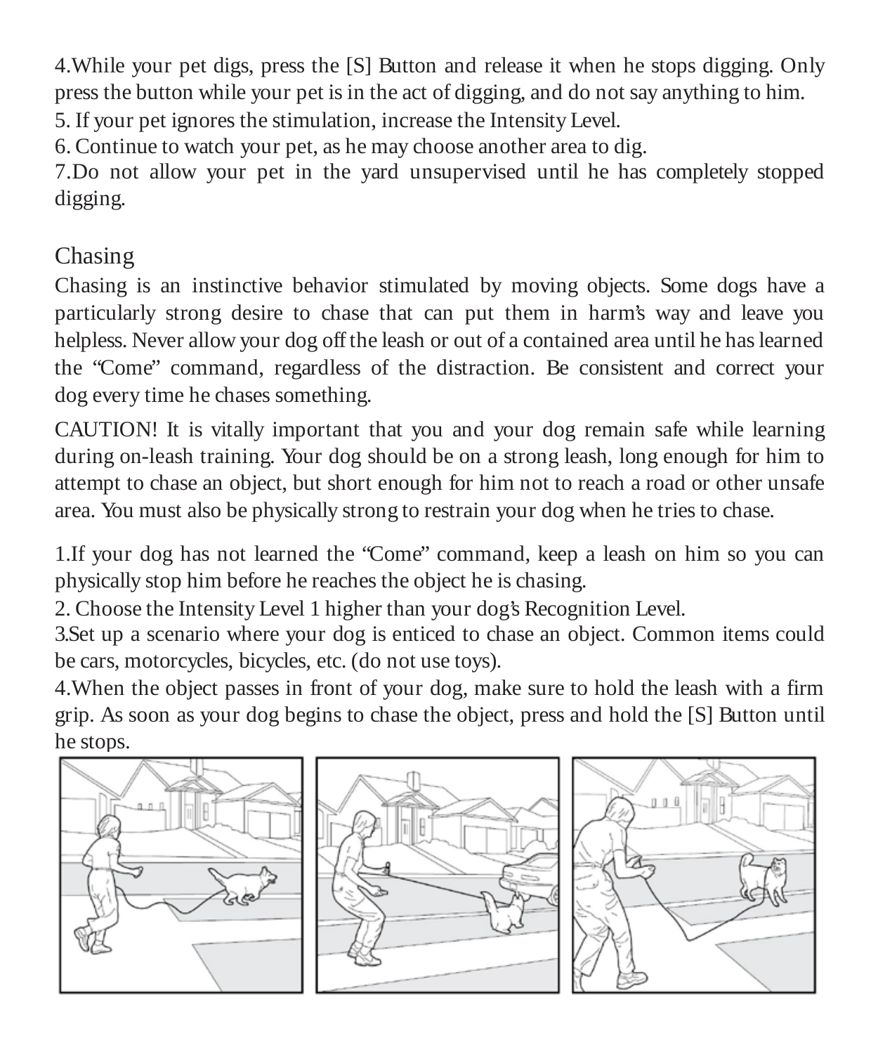4.While your pet digs, press the [S] Button and release it when he stops digging. Only press the button while your pet is in the act of digging, and do not say anything to him.
5. If your pet ignores the stimulation, increase the Intensity Level.
6. Continue to watch your pet, as he may choose another area to dig.
7.Do not allow your pet in the yard unsupervised until he has completely stopped digging.

## Chasing

Chasing is an instinctive behavior stimulated by moving objects. Some dogs have a particularly strong desire to chase that can put them in harm's way and leave you helpless. Never allow your dog off the leash or out of a contained area until he has learned the "Come" command, regardless of the distraction. Be consistent and correct your dog every time he chases something.

CAUTION! It is vitally important that you and your dog remain safe while learning during on-leash training. Your dog should be on a strong leash, long enough for him to attempt to chase an object, but short enough for him not to reach a road or other unsafe area. You must also be physically strong to restrain your dog when he tries to chase.

1.If your dog has not learned the "Come" command, keep a leash on him so you can physically stop him before he reaches the object he is chasing.
2. Choose the Intensity Level 1 higher than your dog's Recognition Level.
3.Set up a scenario where your dog is enticed to chase an object. Common items could be cars, motorcycles, bicycles, etc. (do not use toys).
4.When the object passes in front of your dog, make sure to hold the leash with a firm grip. As soon as your dog begins to chase the object, press and hold the [S] Button until he stops.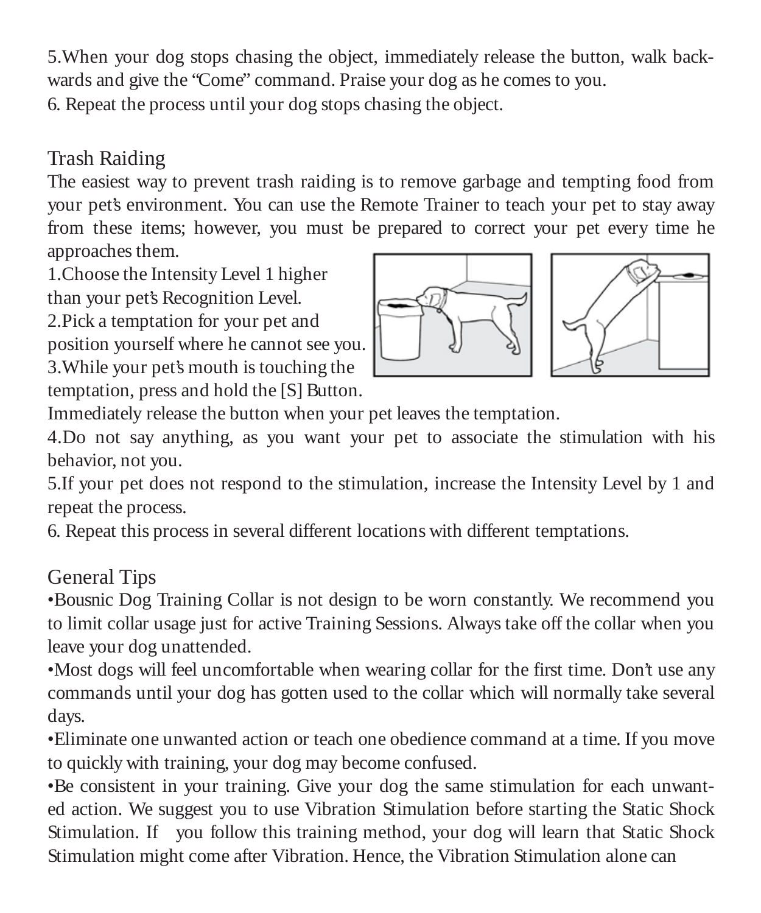5.When your dog stops chasing the object, immediately release the button, walk backwards and give the “Come” command. Praise your dog as he comes to you.
6. Repeat the process until your dog stops chasing the object.

## Trash Raiding

The easiest way to prevent trash raiding is to remove garbage and tempting food from your pet’s environment. You can use the Remote Trainer to teach your pet to stay away from these items; however, you must be prepared to correct your pet every time he approaches them.

1.Choose the Intensity Level 1 higher than your pet’s Recognition Level.
2.Pick a temptation for your pet and position yourself where he cannot see you.
3.While your pet’s mouth is touching the temptation, press and hold the [S] Button. Immediately release the button when your pet leaves the temptation.
4.Do not say anything, as you want your pet to associate the stimulation with his behavior, not you.
5.If your pet does not respond to the stimulation, increase the Intensity Level by 1 and repeat the process.
6. Repeat this process in several different locations with different temptations.

## General Tips

•Bousnic Dog Training Collar is not design to be worn constantly. We recommend you to limit collar usage just for active Training Sessions. Always take off the collar when you leave your dog unattended.

•Most dogs will feel uncomfortable when wearing collar for the first time. Don’t use any commands until your dog has gotten used to the collar which will normally take several days.

•Eliminate one unwanted action or teach one obedience command at a time. If you move to quickly with training, your dog may become confused.

•Be consistent in your training. Give your dog the same stimulation for each unwanted action. We suggest you to use Vibration Stimulation before starting the Static Shock Stimulation. If you follow this training method, your dog will learn that Static Shock Stimulation might come after Vibration. Hence, the Vibration Stimulation alone can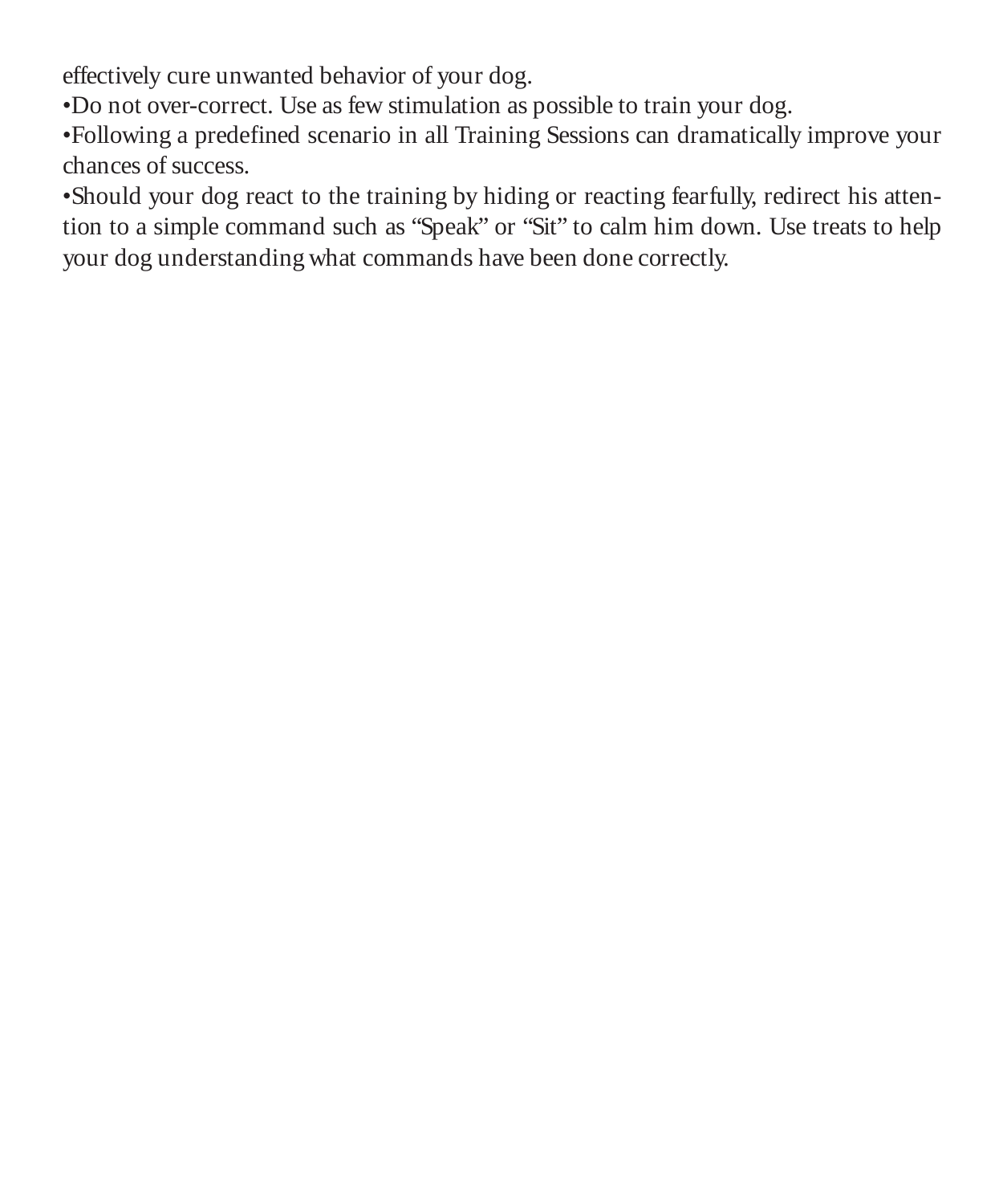effectively cure unwanted behavior of your dog.

- Do not over-correct. Use as few stimulation as possible to train your dog.
- Following a predefined scenario in all Training Sessions can dramatically improve your chances of success.
- Should your dog react to the training by hiding or reacting fearfully, redirect his attention to a simple command such as “Speak” or “Sit” to calm him down. Use treats to help your dog understanding what commands have been done correctly.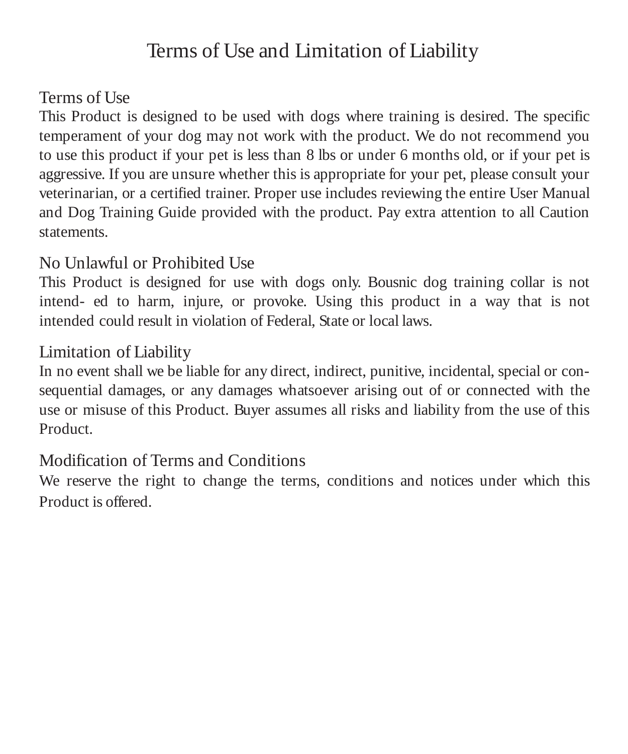# Terms of Use and Limitation of Liability

## Terms of Use

This Product is designed to be used with dogs where training is desired. The specific temperament of your dog may not work with the product. We do not recommend you to use this product if your pet is less than 8 lbs or under 6 months old, or if your pet is aggressive. If you are unsure whether this is appropriate for your pet, please consult your veterinarian, or a certified trainer. Proper use includes reviewing the entire User Manual and Dog Training Guide provided with the product. Pay extra attention to all Caution statements.

## No Unlawful or Prohibited Use

This Product is designed for use with dogs only. Bousnic dog training collar is not intend- ed to harm, injure, or provoke. Using this product in a way that is not intended could result in violation of Federal, State or local laws.

## Limitation of Liability

In no event shall we be liable for any direct, indirect, punitive, incidental, special or consequential damages, or any damages whatsoever arising out of or connected with the use or misuse of this Product. Buyer assumes all risks and liability from the use of this Product.

## Modification of Terms and Conditions

We reserve the right to change the terms, conditions and notices under which this Product is offered.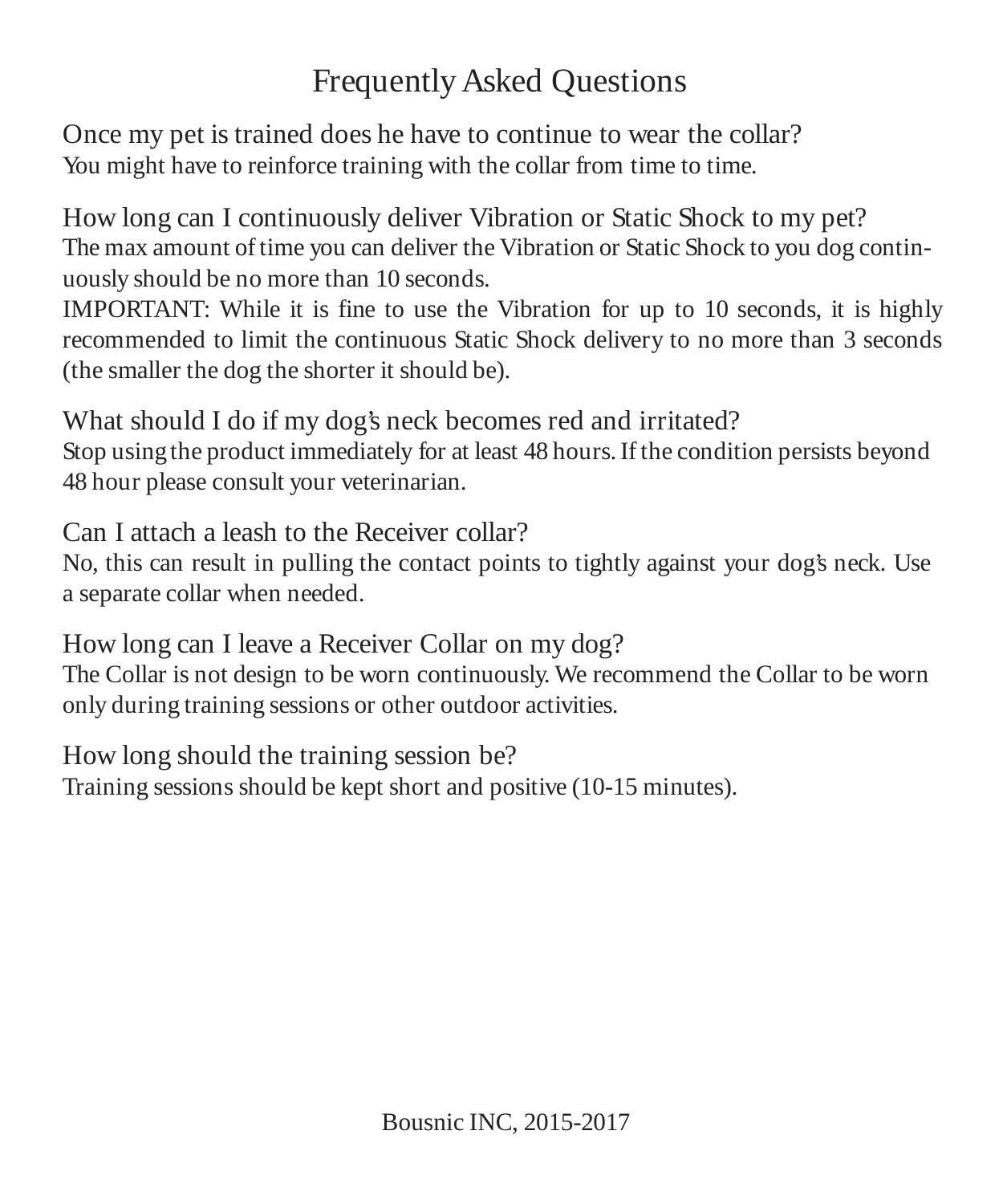# Frequently Asked Questions

## Once my pet is trained does he have to continue to wear the collar?

You might have to reinforce training with the collar from time to time.

## How long can I continuously deliver Vibration or Static Shock to my pet?

The max amount of time you can deliver the Vibration or Static Shock to you dog continuously should be no more than 10 seconds.

IMPORTANT: While it is fine to use the Vibration for up to 10 seconds, it is highly recommended to limit the continuous Static Shock delivery to no more than 3 seconds (the smaller the dog the shorter it should be).

## What should I do if my dog's neck becomes red and irritated?

Stop using the product immediately for at least 48 hours. If the condition persists beyond 48 hour please consult your veterinarian.

## Can I attach a leash to the Receiver collar?

No, this can result in pulling the contact points to tightly against your dog's neck. Use a separate collar when needed.

## How long can I leave a Receiver Collar on my dog?

The Collar is not design to be worn continuously. We recommend the Collar to be worn only during training sessions or other outdoor activities.

## How long should the training session be?

Training sessions should be kept short and positive (10-15 minutes).

Bousnic INC, 2015-2017